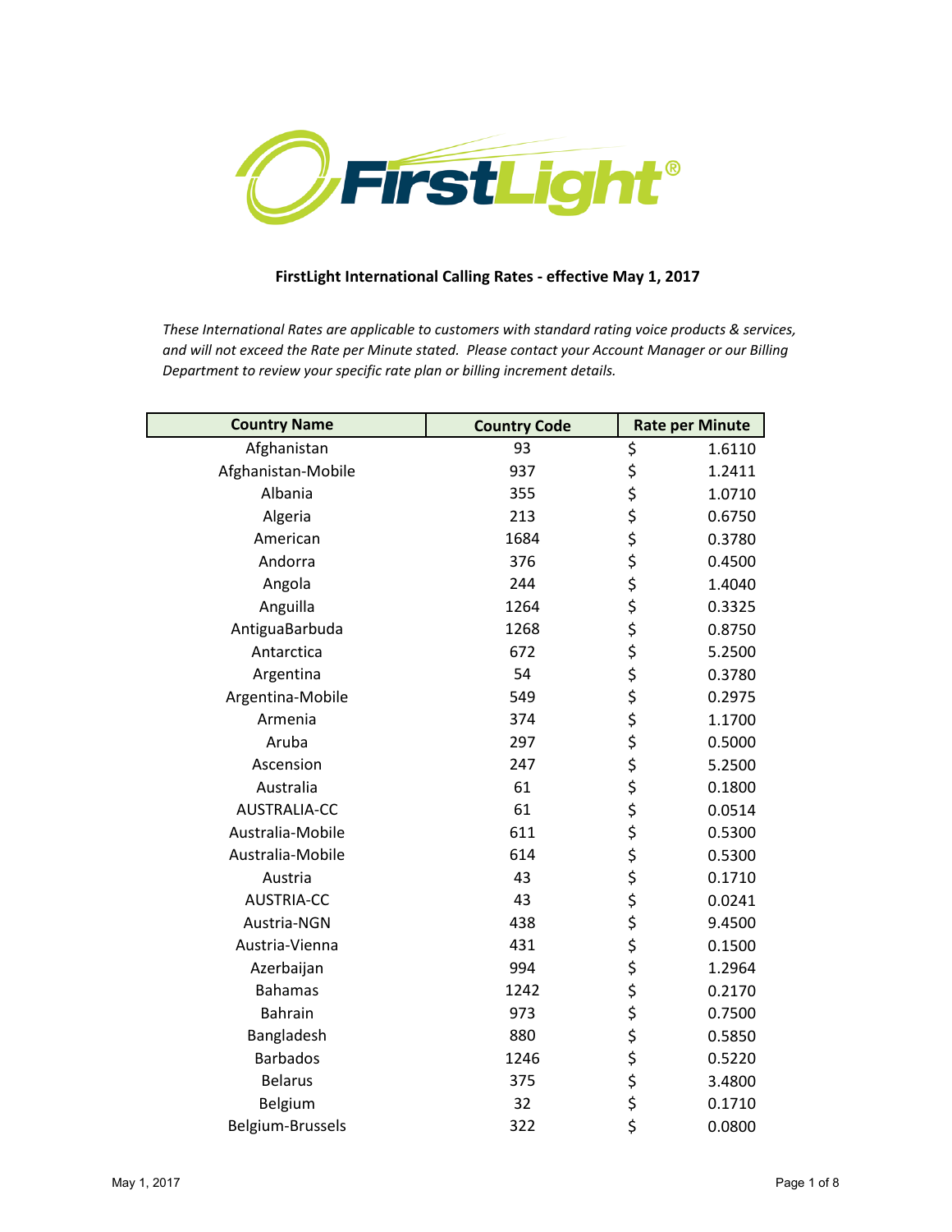# FirstLight International Calling Rates - effective May 1, 2017

*These International Rates are applicable to customers with standard rating voice products & services, and will not exceed the Rate per Minute stated. Please contact your Account Manager or our Billing Department to review your specific rate plan or billing increment details.*

| Country Name | Country Code | Rate per Minute |
|---|---|---|
| Afghanistan | 93 | $ 1.6110 |
| Afghanistan-Mobile | 937 | $ 1.2411 |
| Albania | 355 | $ 1.0710 |
| Algeria | 213 | $ 0.6750 |
| American | 1684 | $ 0.3780 |
| Andorra | 376 | $ 0.4500 |
| Angola | 244 | $ 1.4040 |
| Anguilla | 1264 | $ 0.3325 |
| AntiguaBarbuda | 1268 | $ 0.8750 |
| Antarctica | 672 | $ 5.2500 |
| Argentina | 54 | $ 0.3780 |
| Argentina-Mobile | 549 | $ 0.2975 |
| Armenia | 374 | $ 1.1700 |
| Aruba | 297 | $ 0.5000 |
| Ascension | 247 | $ 5.2500 |
| Australia | 61 | $ 0.1800 |
| AUSTRALIA-CC | 61 | $ 0.0514 |
| Australia-Mobile | 611 | $ 0.5300 |
| Australia-Mobile | 614 | $ 0.5300 |
| Austria | 43 | $ 0.1710 |
| AUSTRIA-CC | 43 | $ 0.0241 |
| Austria-NGN | 438 | $ 9.4500 |
| Austria-Vienna | 431 | $ 0.1500 |
| Azerbaijan | 994 | $ 1.2964 |
| Bahamas | 1242 | $ 0.2170 |
| Bahrain | 973 | $ 0.7500 |
| Bangladesh | 880 | $ 0.5850 |
| Barbados | 1246 | $ 0.5220 |
| Belarus | 375 | $ 3.4800 |
| Belgium | 32 | $ 0.1710 |
| Belgium-Brussels | 322 | $ 0.0800 |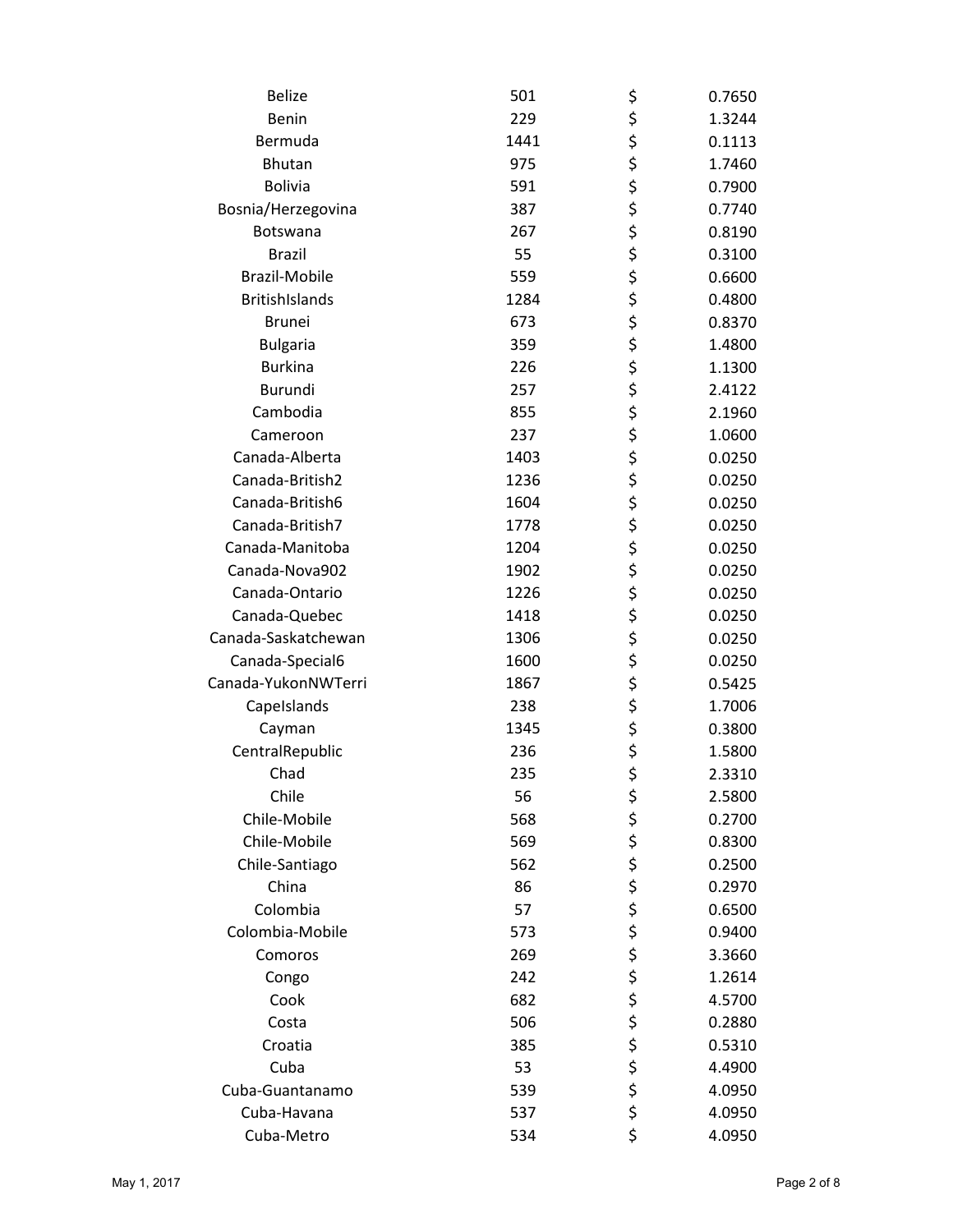| | | | |
|---|---|---|---|
| Belize | 501 | $ | 0.7650 |
| Benin | 229 | $ | 1.3244 |
| Bermuda | 1441 | $ | 0.1113 |
| Bhutan | 975 | $ | 1.7460 |
| Bolivia | 591 | $ | 0.7900 |
| Bosnia/Herzegovina | 387 | $ | 0.7740 |
| Botswana | 267 | $ | 0.8190 |
| Brazil | 55 | $ | 0.3100 |
| Brazil-Mobile | 559 | $ | 0.6600 |
| BritishIslands | 1284 | $ | 0.4800 |
| Brunei | 673 | $ | 0.8370 |
| Bulgaria | 359 | $ | 1.4800 |
| Burkina | 226 | $ | 1.1300 |
| Burundi | 257 | $ | 2.4122 |
| Cambodia | 855 | $ | 2.1960 |
| Cameroon | 237 | $ | 1.0600 |
| Canada-Alberta | 1403 | $ | 0.0250 |
| Canada-British2 | 1236 | $ | 0.0250 |
| Canada-British6 | 1604 | $ | 0.0250 |
| Canada-British7 | 1778 | $ | 0.0250 |
| Canada-Manitoba | 1204 | $ | 0.0250 |
| Canada-Nova902 | 1902 | $ | 0.0250 |
| Canada-Ontario | 1226 | $ | 0.0250 |
| Canada-Quebec | 1418 | $ | 0.0250 |
| Canada-Saskatchewan | 1306 | $ | 0.0250 |
| Canada-Special6 | 1600 | $ | 0.0250 |
| Canada-YukonNWTerri | 1867 | $ | 0.5425 |
| CapeIslands | 238 | $ | 1.7006 |
| Cayman | 1345 | $ | 0.3800 |
| CentralRepublic | 236 | $ | 1.5800 |
| Chad | 235 | $ | 2.3310 |
| Chile | 56 | $ | 2.5800 |
| Chile-Mobile | 568 | $ | 0.2700 |
| Chile-Mobile | 569 | $ | 0.8300 |
| Chile-Santiago | 562 | $ | 0.2500 |
| China | 86 | $ | 0.2970 |
| Colombia | 57 | $ | 0.6500 |
| Colombia-Mobile | 573 | $ | 0.9400 |
| Comoros | 269 | $ | 3.3660 |
| Congo | 242 | $ | 1.2614 |
| Cook | 682 | $ | 4.5700 |
| Costa | 506 | $ | 0.2880 |
| Croatia | 385 | $ | 0.5310 |
| Cuba | 53 | $ | 4.4900 |
| Cuba-Guantanamo | 539 | $ | 4.0950 |
| Cuba-Havana | 537 | $ | 4.0950 |
| Cuba-Metro | 534 | $ | 4.0950 |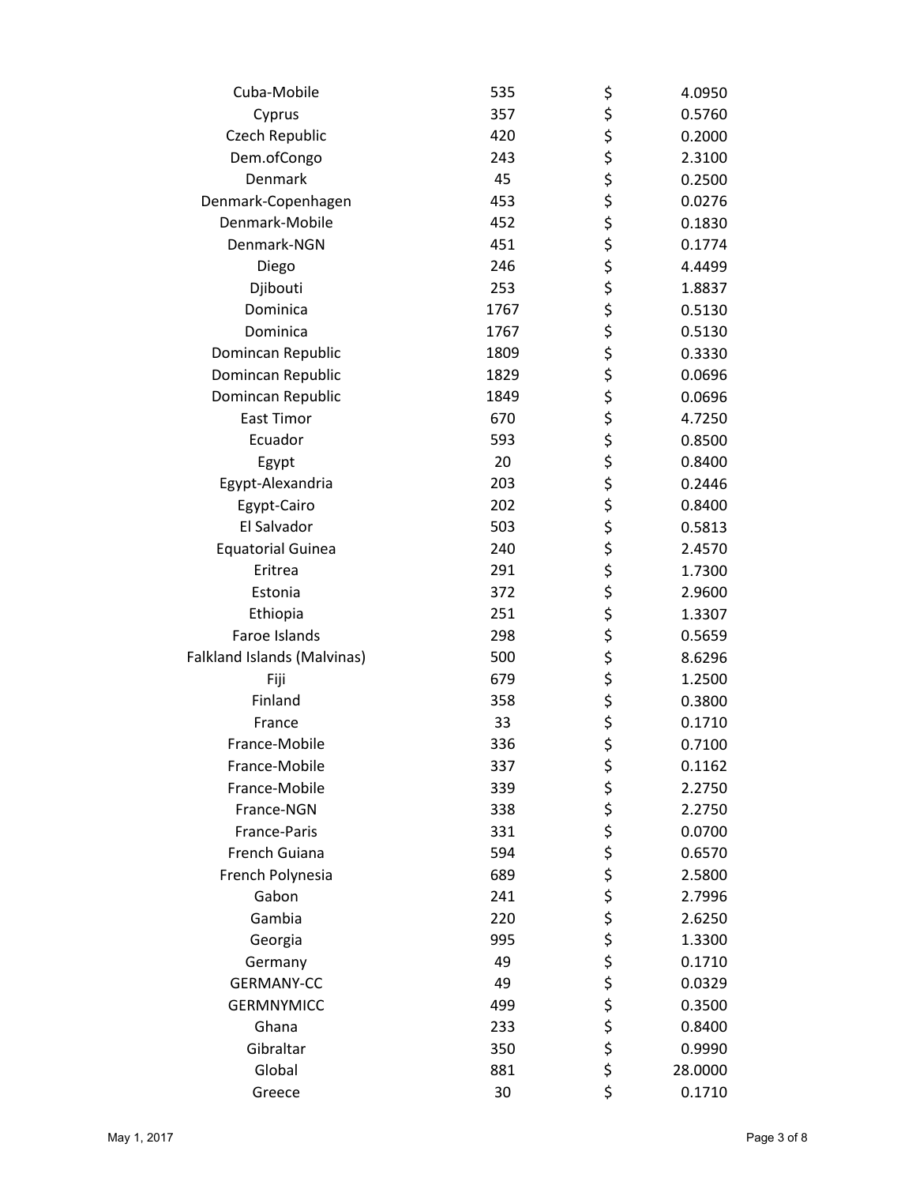| | | | |
|---|---|---|---|
| Cuba-Mobile | 535 | $ | 4.0950 |
| Cyprus | 357 | $ | 0.5760 |
| Czech Republic | 420 | $ | 0.2000 |
| Dem.ofCongo | 243 | $ | 2.3100 |
| Denmark | 45 | $ | 0.2500 |
| Denmark-Copenhagen | 453 | $ | 0.0276 |
| Denmark-Mobile | 452 | $ | 0.1830 |
| Denmark-NGN | 451 | $ | 0.1774 |
| Diego | 246 | $ | 4.4499 |
| Djibouti | 253 | $ | 1.8837 |
| Dominica | 1767 | $ | 0.5130 |
| Dominica | 1767 | $ | 0.5130 |
| Domincan Republic | 1809 | $ | 0.3330 |
| Domincan Republic | 1829 | $ | 0.0696 |
| Domincan Republic | 1849 | $ | 0.0696 |
| East Timor | 670 | $ | 4.7250 |
| Ecuador | 593 | $ | 0.8500 |
| Egypt | 20 | $ | 0.8400 |
| Egypt-Alexandria | 203 | $ | 0.2446 |
| Egypt-Cairo | 202 | $ | 0.8400 |
| El Salvador | 503 | $ | 0.5813 |
| Equatorial Guinea | 240 | $ | 2.4570 |
| Eritrea | 291 | $ | 1.7300 |
| Estonia | 372 | $ | 2.9600 |
| Ethiopia | 251 | $ | 1.3307 |
| Faroe Islands | 298 | $ | 0.5659 |
| Falkland Islands (Malvinas) | 500 | $ | 8.6296 |
| Fiji | 679 | $ | 1.2500 |
| Finland | 358 | $ | 0.3800 |
| France | 33 | $ | 0.1710 |
| France-Mobile | 336 | $ | 0.7100 |
| France-Mobile | 337 | $ | 0.1162 |
| France-Mobile | 339 | $ | 2.2750 |
| France-NGN | 338 | $ | 2.2750 |
| France-Paris | 331 | $ | 0.0700 |
| French Guiana | 594 | $ | 0.6570 |
| French Polynesia | 689 | $ | 2.5800 |
| Gabon | 241 | $ | 2.7996 |
| Gambia | 220 | $ | 2.6250 |
| Georgia | 995 | $ | 1.3300 |
| Germany | 49 | $ | 0.1710 |
| GERMANY-CC | 49 | $ | 0.0329 |
| GERMNYMICC | 499 | $ | 0.3500 |
| Ghana | 233 | $ | 0.8400 |
| Gibraltar | 350 | $ | 0.9990 |
| Global | 881 | $ | 28.0000 |
| Greece | 30 | $ | 0.1710 |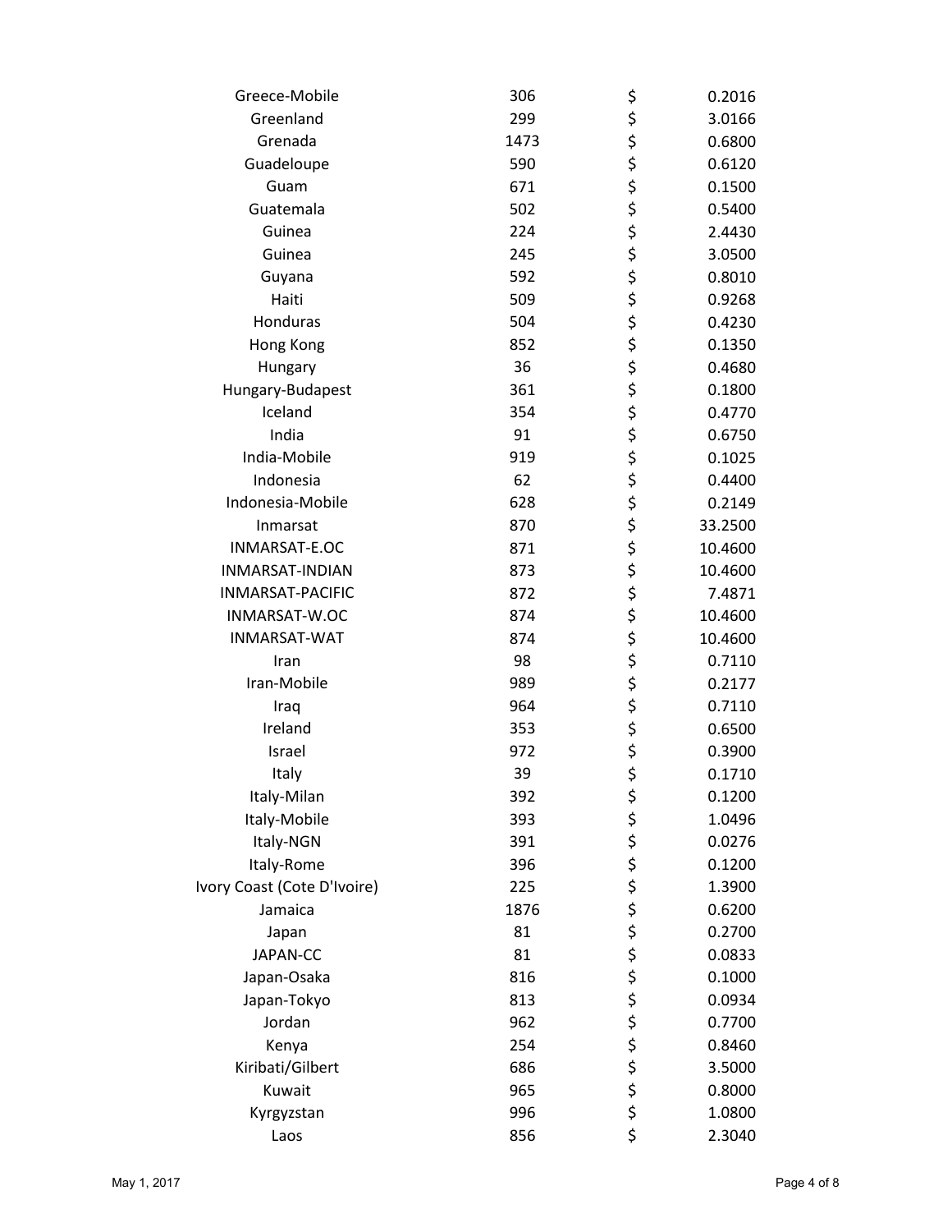| | | | |
|---|---|---|---|
| Greece-Mobile | 306 | $ | 0.2016 |
| Greenland | 299 | $ | 3.0166 |
| Grenada | 1473 | $ | 0.6800 |
| Guadeloupe | 590 | $ | 0.6120 |
| Guam | 671 | $ | 0.1500 |
| Guatemala | 502 | $ | 0.5400 |
| Guinea | 224 | $ | 2.4430 |
| Guinea | 245 | $ | 3.0500 |
| Guyana | 592 | $ | 0.8010 |
| Haiti | 509 | $ | 0.9268 |
| Honduras | 504 | $ | 0.4230 |
| Hong Kong | 852 | $ | 0.1350 |
| Hungary | 36 | $ | 0.4680 |
| Hungary-Budapest | 361 | $ | 0.1800 |
| Iceland | 354 | $ | 0.4770 |
| India | 91 | $ | 0.6750 |
| India-Mobile | 919 | $ | 0.1025 |
| Indonesia | 62 | $ | 0.4400 |
| Indonesia-Mobile | 628 | $ | 0.2149 |
| Inmarsat | 870 | $ | 33.2500 |
| INMARSAT-E.OC | 871 | $ | 10.4600 |
| INMARSAT-INDIAN | 873 | $ | 10.4600 |
| INMARSAT-PACIFIC | 872 | $ | 7.4871 |
| INMARSAT-W.OC | 874 | $ | 10.4600 |
| INMARSAT-WAT | 874 | $ | 10.4600 |
| Iran | 98 | $ | 0.7110 |
| Iran-Mobile | 989 | $ | 0.2177 |
| Iraq | 964 | $ | 0.7110 |
| Ireland | 353 | $ | 0.6500 |
| Israel | 972 | $ | 0.3900 |
| Italy | 39 | $ | 0.1710 |
| Italy-Milan | 392 | $ | 0.1200 |
| Italy-Mobile | 393 | $ | 1.0496 |
| Italy-NGN | 391 | $ | 0.0276 |
| Italy-Rome | 396 | $ | 0.1200 |
| Ivory Coast (Cote D'Ivoire) | 225 | $ | 1.3900 |
| Jamaica | 1876 | $ | 0.6200 |
| Japan | 81 | $ | 0.2700 |
| JAPAN-CC | 81 | $ | 0.0833 |
| Japan-Osaka | 816 | $ | 0.1000 |
| Japan-Tokyo | 813 | $ | 0.0934 |
| Jordan | 962 | $ | 0.7700 |
| Kenya | 254 | $ | 0.8460 |
| Kiribati/Gilbert | 686 | $ | 3.5000 |
| Kuwait | 965 | $ | 0.8000 |
| Kyrgyzstan | 996 | $ | 1.0800 |
| Laos | 856 | $ | 2.3040 |

May 1, 2017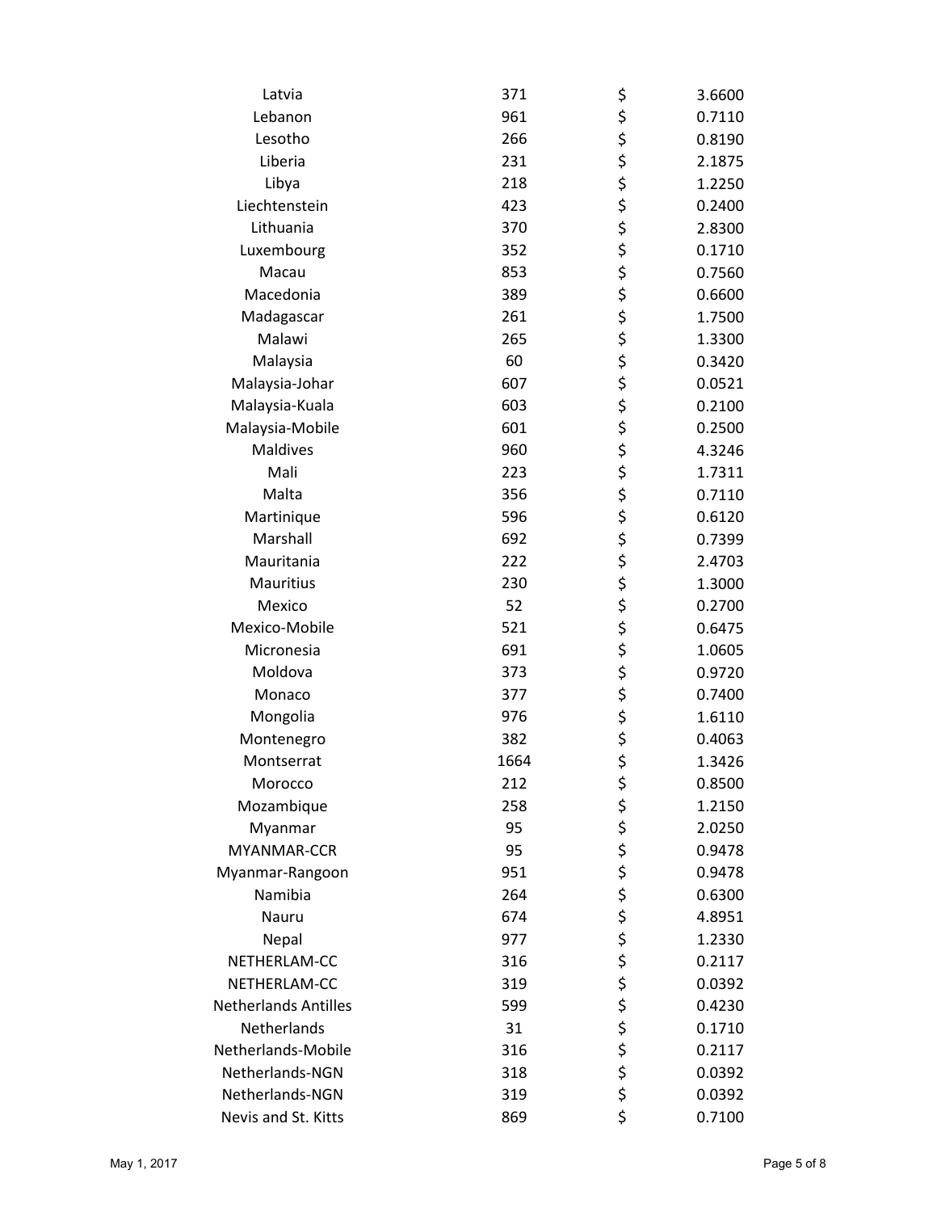| | | | |
|---|---|---|---|
| Latvia | 371 | $ | 3.6600 |
| Lebanon | 961 | $ | 0.7110 |
| Lesotho | 266 | $ | 0.8190 |
| Liberia | 231 | $ | 2.1875 |
| Libya | 218 | $ | 1.2250 |
| Liechtenstein | 423 | $ | 0.2400 |
| Lithuania | 370 | $ | 2.8300 |
| Luxembourg | 352 | $ | 0.1710 |
| Macau | 853 | $ | 0.7560 |
| Macedonia | 389 | $ | 0.6600 |
| Madagascar | 261 | $ | 1.7500 |
| Malawi | 265 | $ | 1.3300 |
| Malaysia | 60 | $ | 0.3420 |
| Malaysia-Johar | 607 | $ | 0.0521 |
| Malaysia-Kuala | 603 | $ | 0.2100 |
| Malaysia-Mobile | 601 | $ | 0.2500 |
| Maldives | 960 | $ | 4.3246 |
| Mali | 223 | $ | 1.7311 |
| Malta | 356 | $ | 0.7110 |
| Martinique | 596 | $ | 0.6120 |
| Marshall | 692 | $ | 0.7399 |
| Mauritania | 222 | $ | 2.4703 |
| Mauritius | 230 | $ | 1.3000 |
| Mexico | 52 | $ | 0.2700 |
| Mexico-Mobile | 521 | $ | 0.6475 |
| Micronesia | 691 | $ | 1.0605 |
| Moldova | 373 | $ | 0.9720 |
| Monaco | 377 | $ | 0.7400 |
| Mongolia | 976 | $ | 1.6110 |
| Montenegro | 382 | $ | 0.4063 |
| Montserrat | 1664 | $ | 1.3426 |
| Morocco | 212 | $ | 0.8500 |
| Mozambique | 258 | $ | 1.2150 |
| Myanmar | 95 | $ | 2.0250 |
| MYANMAR-CCR | 95 | $ | 0.9478 |
| Myanmar-Rangoon | 951 | $ | 0.9478 |
| Namibia | 264 | $ | 0.6300 |
| Nauru | 674 | $ | 4.8951 |
| Nepal | 977 | $ | 1.2330 |
| NETHERLAM-CC | 316 | $ | 0.2117 |
| NETHERLAM-CC | 319 | $ | 0.0392 |
| Netherlands Antilles | 599 | $ | 0.4230 |
| Netherlands | 31 | $ | 0.1710 |
| Netherlands-Mobile | 316 | $ | 0.2117 |
| Netherlands-NGN | 318 | $ | 0.0392 |
| Netherlands-NGN | 319 | $ | 0.0392 |
| Nevis and St. Kitts | 869 | $ | 0.7100 |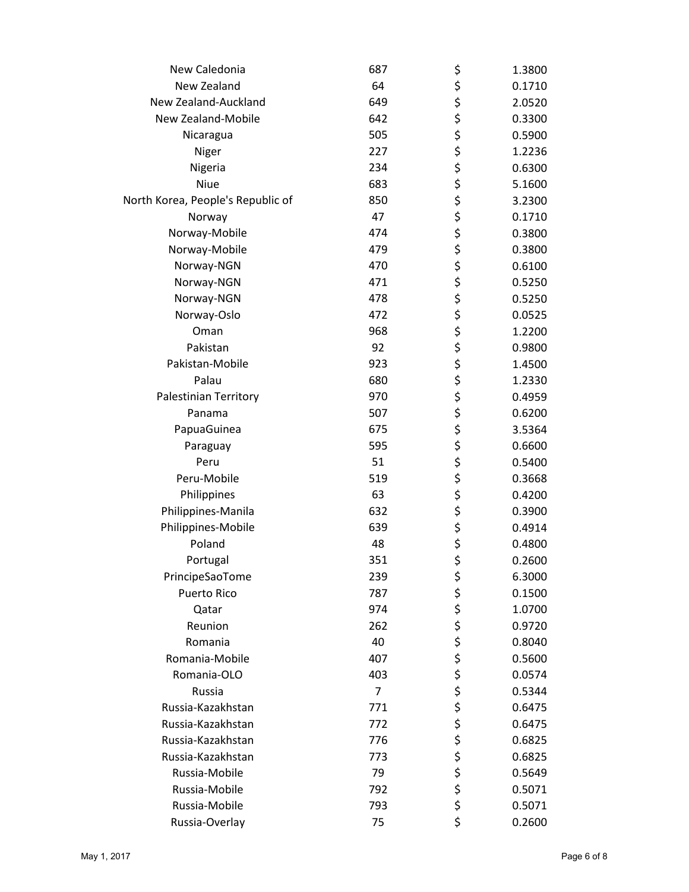| | | | |
|---|---|---|---|
| New Caledonia | 687 | $ | 1.3800 |
| New Zealand | 64 | $ | 0.1710 |
| New Zealand-Auckland | 649 | $ | 2.0520 |
| New Zealand-Mobile | 642 | $ | 0.3300 |
| Nicaragua | 505 | $ | 0.5900 |
| Niger | 227 | $ | 1.2236 |
| Nigeria | 234 | $ | 0.6300 |
| Niue | 683 | $ | 5.1600 |
| North Korea, People's Republic of | 850 | $ | 3.2300 |
| Norway | 47 | $ | 0.1710 |
| Norway-Mobile | 474 | $ | 0.3800 |
| Norway-Mobile | 479 | $ | 0.3800 |
| Norway-NGN | 470 | $ | 0.6100 |
| Norway-NGN | 471 | $ | 0.5250 |
| Norway-NGN | 478 | $ | 0.5250 |
| Norway-Oslo | 472 | $ | 0.0525 |
| Oman | 968 | $ | 1.2200 |
| Pakistan | 92 | $ | 0.9800 |
| Pakistan-Mobile | 923 | $ | 1.4500 |
| Palau | 680 | $ | 1.2330 |
| Palestinian Territory | 970 | $ | 0.4959 |
| Panama | 507 | $ | 0.6200 |
| PapuaGuinea | 675 | $ | 3.5364 |
| Paraguay | 595 | $ | 0.6600 |
| Peru | 51 | $ | 0.5400 |
| Peru-Mobile | 519 | $ | 0.3668 |
| Philippines | 63 | $ | 0.4200 |
| Philippines-Manila | 632 | $ | 0.3900 |
| Philippines-Mobile | 639 | $ | 0.4914 |
| Poland | 48 | $ | 0.4800 |
| Portugal | 351 | $ | 0.2600 |
| PrincipeSaoTome | 239 | $ | 6.3000 |
| Puerto Rico | 787 | $ | 0.1500 |
| Qatar | 974 | $ | 1.0700 |
| Reunion | 262 | $ | 0.9720 |
| Romania | 40 | $ | 0.8040 |
| Romania-Mobile | 407 | $ | 0.5600 |
| Romania-OLO | 403 | $ | 0.0574 |
| Russia | 7 | $ | 0.5344 |
| Russia-Kazakhstan | 771 | $ | 0.6475 |
| Russia-Kazakhstan | 772 | $ | 0.6475 |
| Russia-Kazakhstan | 776 | $ | 0.6825 |
| Russia-Kazakhstan | 773 | $ | 0.6825 |
| Russia-Mobile | 79 | $ | 0.5649 |
| Russia-Mobile | 792 | $ | 0.5071 |
| Russia-Mobile | 793 | $ | 0.5071 |
| Russia-Overlay | 75 | $ | 0.2600 |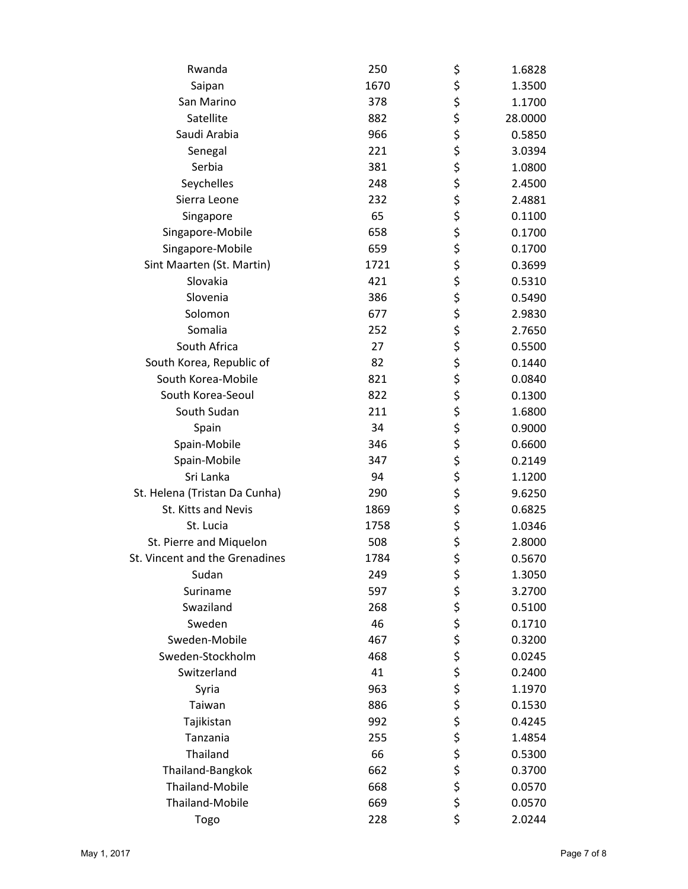| | | | |
|---|---|---|---|
| Rwanda | 250 | $ | 1.6828 |
| Saipan | 1670 | $ | 1.3500 |
| San Marino | 378 | $ | 1.1700 |
| Satellite | 882 | $ | 28.0000 |
| Saudi Arabia | 966 | $ | 0.5850 |
| Senegal | 221 | $ | 3.0394 |
| Serbia | 381 | $ | 1.0800 |
| Seychelles | 248 | $ | 2.4500 |
| Sierra Leone | 232 | $ | 2.4881 |
| Singapore | 65 | $ | 0.1100 |
| Singapore-Mobile | 658 | $ | 0.1700 |
| Singapore-Mobile | 659 | $ | 0.1700 |
| Sint Maarten (St. Martin) | 1721 | $ | 0.3699 |
| Slovakia | 421 | $ | 0.5310 |
| Slovenia | 386 | $ | 0.5490 |
| Solomon | 677 | $ | 2.9830 |
| Somalia | 252 | $ | 2.7650 |
| South Africa | 27 | $ | 0.5500 |
| South Korea, Republic of | 82 | $ | 0.1440 |
| South Korea-Mobile | 821 | $ | 0.0840 |
| South Korea-Seoul | 822 | $ | 0.1300 |
| South Sudan | 211 | $ | 1.6800 |
| Spain | 34 | $ | 0.9000 |
| Spain-Mobile | 346 | $ | 0.6600 |
| Spain-Mobile | 347 | $ | 0.2149 |
| Sri Lanka | 94 | $ | 1.1200 |
| St. Helena (Tristan Da Cunha) | 290 | $ | 9.6250 |
| St. Kitts and Nevis | 1869 | $ | 0.6825 |
| St. Lucia | 1758 | $ | 1.0346 |
| St. Pierre and Miquelon | 508 | $ | 2.8000 |
| St. Vincent and the Grenadines | 1784 | $ | 0.5670 |
| Sudan | 249 | $ | 1.3050 |
| Suriname | 597 | $ | 3.2700 |
| Swaziland | 268 | $ | 0.5100 |
| Sweden | 46 | $ | 0.1710 |
| Sweden-Mobile | 467 | $ | 0.3200 |
| Sweden-Stockholm | 468 | $ | 0.0245 |
| Switzerland | 41 | $ | 0.2400 |
| Syria | 963 | $ | 1.1970 |
| Taiwan | 886 | $ | 0.1530 |
| Tajikistan | 992 | $ | 0.4245 |
| Tanzania | 255 | $ | 1.4854 |
| Thailand | 66 | $ | 0.5300 |
| Thailand-Bangkok | 662 | $ | 0.3700 |
| Thailand-Mobile | 668 | $ | 0.0570 |
| Thailand-Mobile | 669 | $ | 0.0570 |
| Togo | 228 | $ | 2.0244 |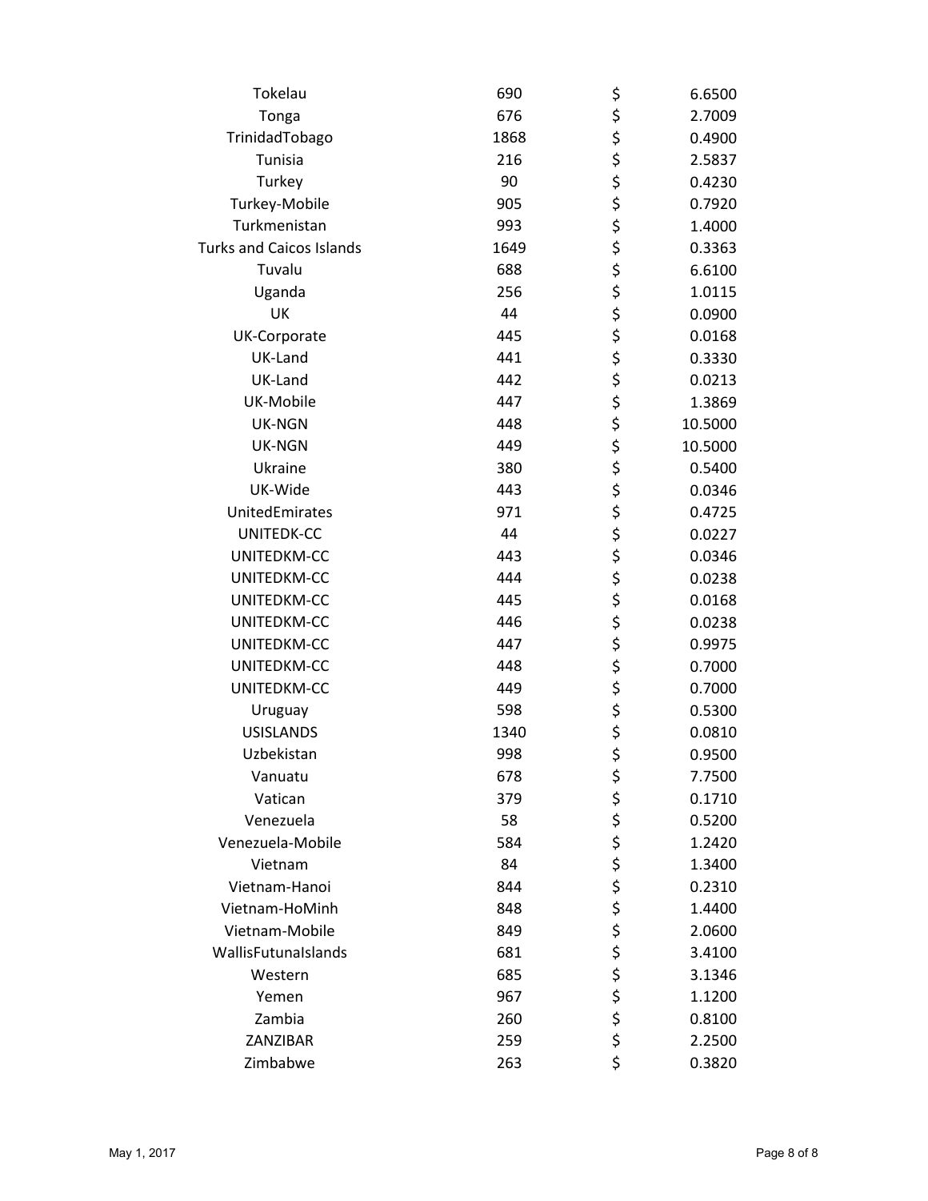| | | | |
|---|---|---|---|
| Tokelau | 690 | $ | 6.6500 |
| Tonga | 676 | $ | 2.7009 |
| TrinidadTobago | 1868 | $ | 0.4900 |
| Tunisia | 216 | $ | 2.5837 |
| Turkey | 90 | $ | 0.4230 |
| Turkey-Mobile | 905 | $ | 0.7920 |
| Turkmenistan | 993 | $ | 1.4000 |
| Turks and Caicos Islands | 1649 | $ | 0.3363 |
| Tuvalu | 688 | $ | 6.6100 |
| Uganda | 256 | $ | 1.0115 |
| UK | 44 | $ | 0.0900 |
| UK-Corporate | 445 | $ | 0.0168 |
| UK-Land | 441 | $ | 0.3330 |
| UK-Land | 442 | $ | 0.0213 |
| UK-Mobile | 447 | $ | 1.3869 |
| UK-NGN | 448 | $ | 10.5000 |
| UK-NGN | 449 | $ | 10.5000 |
| Ukraine | 380 | $ | 0.5400 |
| UK-Wide | 443 | $ | 0.0346 |
| UnitedEmirates | 971 | $ | 0.4725 |
| UNITEDK-CC | 44 | $ | 0.0227 |
| UNITEDKM-CC | 443 | $ | 0.0346 |
| UNITEDKM-CC | 444 | $ | 0.0238 |
| UNITEDKM-CC | 445 | $ | 0.0168 |
| UNITEDKM-CC | 446 | $ | 0.0238 |
| UNITEDKM-CC | 447 | $ | 0.9975 |
| UNITEDKM-CC | 448 | $ | 0.7000 |
| UNITEDKM-CC | 449 | $ | 0.7000 |
| Uruguay | 598 | $ | 0.5300 |
| USISLANDS | 1340 | $ | 0.0810 |
| Uzbekistan | 998 | $ | 0.9500 |
| Vanuatu | 678 | $ | 7.7500 |
| Vatican | 379 | $ | 0.1710 |
| Venezuela | 58 | $ | 0.5200 |
| Venezuela-Mobile | 584 | $ | 1.2420 |
| Vietnam | 84 | $ | 1.3400 |
| Vietnam-Hanoi | 844 | $ | 0.2310 |
| Vietnam-HoMinh | 848 | $ | 1.4400 |
| Vietnam-Mobile | 849 | $ | 2.0600 |
| WallisFutunaIslands | 681 | $ | 3.4100 |
| Western | 685 | $ | 3.1346 |
| Yemen | 967 | $ | 1.1200 |
| Zambia | 260 | $ | 0.8100 |
| ZANZIBAR | 259 | $ | 2.2500 |
| Zimbabwe | 263 | $ | 0.3820 |

May 1, 2017